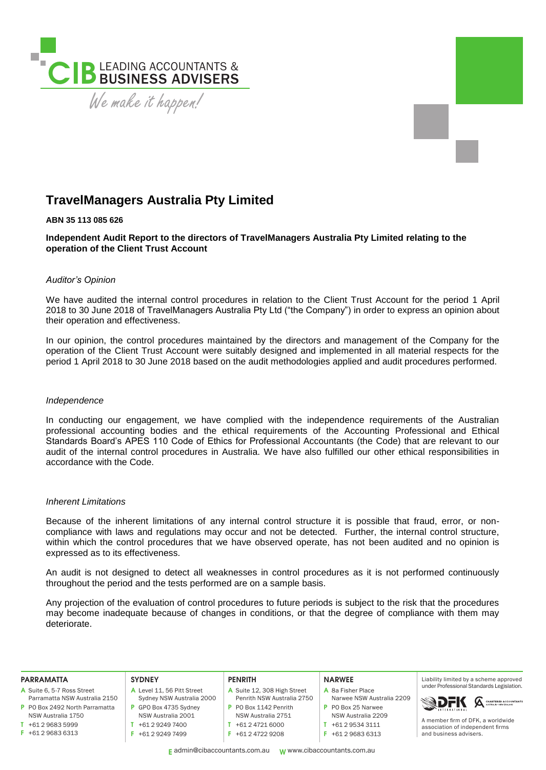# TravelManagers Australia Pty Limited

**ABN 35 113 085 626**

**Independent Audit Report to the directors of TravelManagers Australia Pty Limited relating to the operation of the Client Trust Account**

*Auditor's Opinion*

We have audited the internal control procedures in relation to the Client Trust Account for the period 1 April 2018 to 30 June 2018 of TravelManagers Australia Pty Ltd ("the Company") in order to express an opinion about their operation and effectiveness.

In our opinion, the control procedures maintained by the directors and management of the Company for the operation of the Client Trust Account were suitably designed and implemented in all material respects for the period 1 April 2018 to 30 June 2018 based on the audit methodologies applied and audit procedures performed.

*Independence*

In conducting our engagement, we have complied with the independence requirements of the Australian professional accounting bodies and the ethical requirements of the Accounting Professional and Ethical Standards Board's APES 110 Code of Ethics for Professional Accountants (the Code) that are relevant to our audit of the internal control procedures in Australia. We have also fulfilled our other ethical responsibilities in accordance with the Code.

*Inherent Limitations*

Because of the inherent limitations of any internal control structure it is possible that fraud, error, or non-compliance with laws and regulations may occur and not be detected. Further, the internal control structure, within which the control procedures that we have observed operate, has not been audited and no opinion is expressed as to its effectiveness.

An audit is not designed to detect all weaknesses in control procedures as it is not performed continuously throughout the period and the tests performed are on a sample basis.

Any projection of the evaluation of control procedures to future periods is subject to the risk that the procedures may become inadequate because of changes in conditions, or that the degree of compliance with them may deteriorate.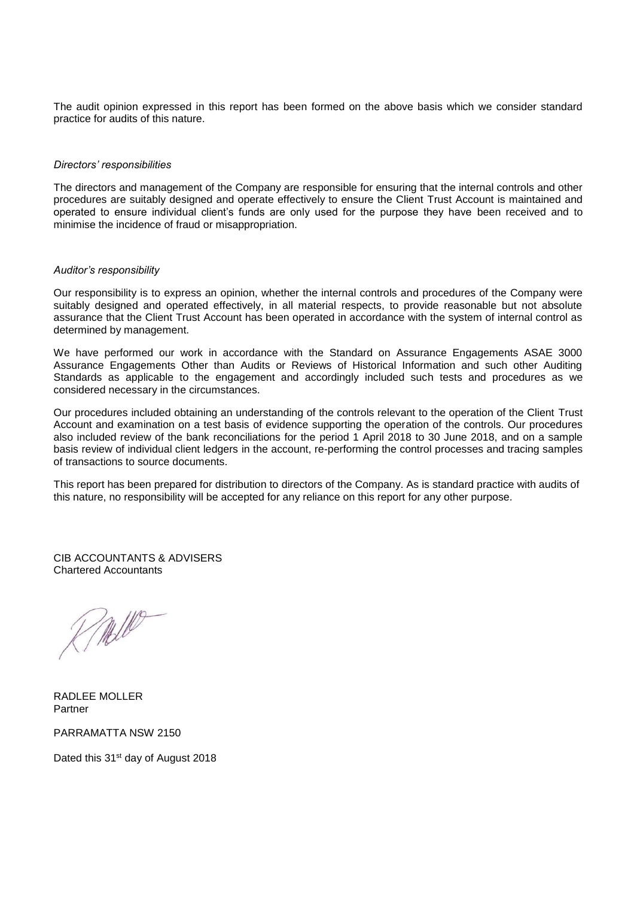The audit opinion expressed in this report has been formed on the above basis which we consider standard practice for audits of this nature.

*Directors' responsibilities*

The directors and management of the Company are responsible for ensuring that the internal controls and other procedures are suitably designed and operate effectively to ensure the Client Trust Account is maintained and operated to ensure individual client's funds are only used for the purpose they have been received and to minimise the incidence of fraud or misappropriation.

*Auditor's responsibility*

Our responsibility is to express an opinion, whether the internal controls and procedures of the Company were suitably designed and operated effectively, in all material respects, to provide reasonable but not absolute assurance that the Client Trust Account has been operated in accordance with the system of internal control as determined by management.

We have performed our work in accordance with the Standard on Assurance Engagements ASAE 3000 Assurance Engagements Other than Audits or Reviews of Historical Information and such other Auditing Standards as applicable to the engagement and accordingly included such tests and procedures as we considered necessary in the circumstances.

Our procedures included obtaining an understanding of the controls relevant to the operation of the Client Trust Account and examination on a test basis of evidence supporting the operation of the controls. Our procedures also included review of the bank reconciliations for the period 1 April 2018 to 30 June 2018, and on a sample basis review of individual client ledgers in the account, re-performing the control processes and tracing samples of transactions to source documents.

This report has been prepared for distribution to directors of the Company. As is standard practice with audits of this nature, no responsibility will be accepted for any reliance on this report for any other purpose.

CIB ACCOUNTANTS & ADVISERS
Chartered Accountants

RADLEE MOLLER
Partner

PARRAMATTA NSW 2150

Dated this 31st day of August 2018